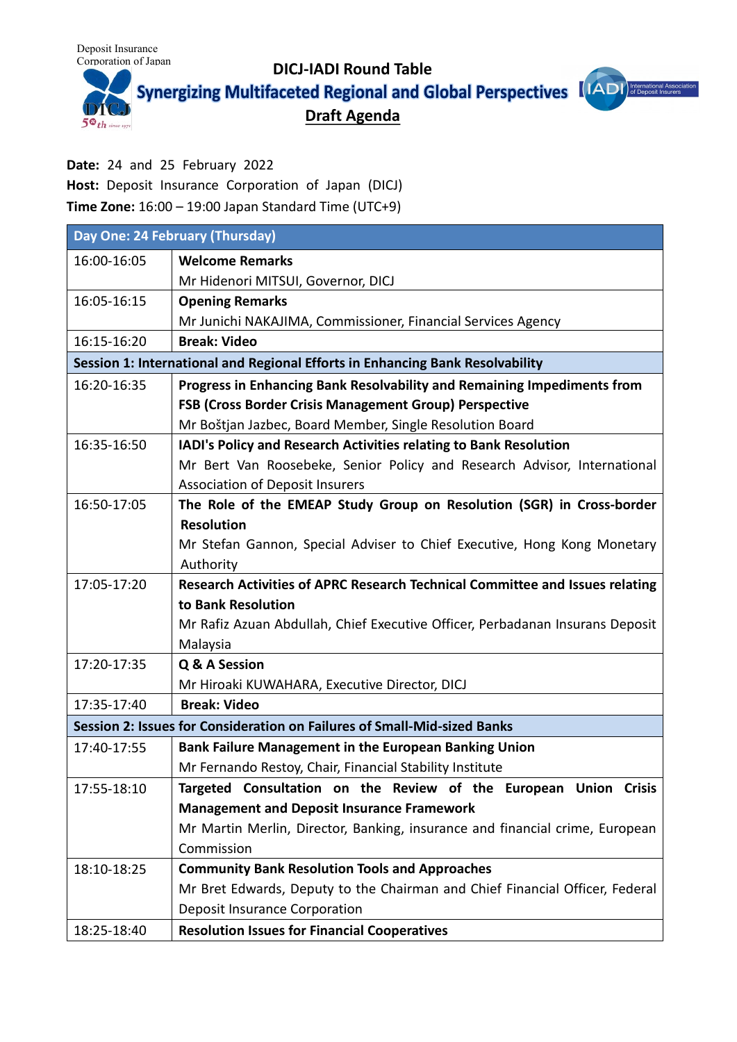Deposit Insurance Corporation of Japan

# DICJ-IADI Round Table

## Synergizing Multifaceted Regional and Global Perspectives

### Draft Agenda

**Date:** 24 and 25 February 2022

**Host:** Deposit Insurance Corporation of Japan (DICJ)

**Time Zone:** 16:00 – 19:00 Japan Standard Time (UTC+9)

| **Day One: 24 February (Thursday)** | |
|---|---|
| 16:00-16:05 | **Welcome Remarks**<br>Mr Hidenori MITSUI, Governor, DICJ |
| 16:05-16:15 | **Opening Remarks**<br>Mr Junichi NAKAJIMA, Commissioner, Financial Services Agency |
| 16:15-16:20 | **Break: Video** |
| **Session 1: International and Regional Efforts in Enhancing Bank Resolvability** | |
| 16:20-16:35 | **Progress in Enhancing Bank Resolvability and Remaining Impediments from FSB (Cross Border Crisis Management Group) Perspective**<br>Mr Boštjan Jazbec, Board Member, Single Resolution Board |
| 16:35-16:50 | **IADI's Policy and Research Activities relating to Bank Resolution**<br>Mr Bert Van Roosebeke, Senior Policy and Research Advisor, International Association of Deposit Insurers |
| 16:50-17:05 | **The Role of the EMEAP Study Group on Resolution (SGR) in Cross-border Resolution**<br>Mr Stefan Gannon, Special Adviser to Chief Executive, Hong Kong Monetary Authority |
| 17:05-17:20 | **Research Activities of APRC Research Technical Committee and Issues relating to Bank Resolution**<br>Mr Rafiz Azuan Abdullah, Chief Executive Officer, Perbadanan Insurans Deposit Malaysia |
| 17:20-17:35 | **Q & A Session**<br>Mr Hiroaki KUWAHARA, Executive Director, DICJ |
| 17:35-17:40 | **Break: Video** |
| **Session 2: Issues for Consideration on Failures of Small-Mid-sized Banks** | |
| 17:40-17:55 | **Bank Failure Management in the European Banking Union**<br>Mr Fernando Restoy, Chair, Financial Stability Institute |
| 17:55-18:10 | **Targeted Consultation on the Review of the European Union Crisis Management and Deposit Insurance Framework**<br>Mr Martin Merlin, Director, Banking, insurance and financial crime, European Commission |
| 18:10-18:25 | **Community Bank Resolution Tools and Approaches**<br>Mr Bret Edwards, Deputy to the Chairman and Chief Financial Officer, Federal Deposit Insurance Corporation |
| 18:25-18:40 | **Resolution Issues for Financial Cooperatives** |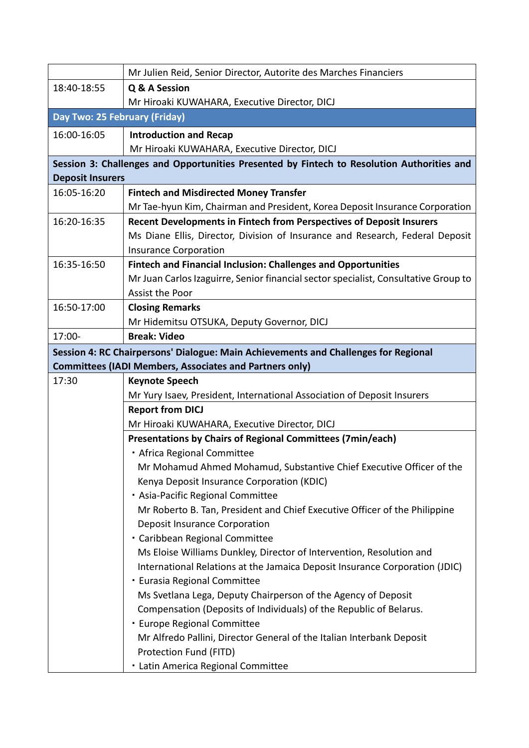| | |
|---|---|
| | Mr Julien Reid, Senior Director, Autorite des Marches Financiers |
| 18:40-18:55 | **Q & A Session**<br>Mr Hiroaki KUWAHARA, Executive Director, DICJ |
| **Day Two: 25 February (Friday)** | |
| 16:00-16:05 | **Introduction and Recap**<br>Mr Hiroaki KUWAHARA, Executive Director, DICJ |
| **Session 3: Challenges and Opportunities Presented by Fintech to Resolution Authorities and Deposit Insurers** | |
| 16:05-16:20 | **Fintech and Misdirected Money Transfer**<br>Mr Tae-hyun Kim, Chairman and President, Korea Deposit Insurance Corporation |
| 16:20-16:35 | **Recent Developments in Fintech from Perspectives of Deposit Insurers**<br>Ms Diane Ellis, Director, Division of Insurance and Research, Federal Deposit Insurance Corporation |
| 16:35-16:50 | **Fintech and Financial Inclusion: Challenges and Opportunities**<br>Mr Juan Carlos Izaguirre, Senior financial sector specialist, Consultative Group to Assist the Poor |
| 16:50-17:00 | **Closing Remarks**<br>Mr Hidemitsu OTSUKA, Deputy Governor, DICJ |
| 17:00- | **Break: Video** |
| **Session 4: RC Chairpersons' Dialogue: Main Achievements and Challenges for Regional Committees (IADI Members, Associates and Partners only)** | |
| 17:30 | **Keynote Speech**<br>Mr Yury Isaev, President, International Association of Deposit Insurers |
| | **Report from DICJ**<br>Mr Hiroaki KUWAHARA, Executive Director, DICJ |
| | **Presentations by Chairs of Regional Committees (7min/each)**<br>・Africa Regional Committee<br>Mr Mohamud Ahmed Mohamud, Substantive Chief Executive Officer of the Kenya Deposit Insurance Corporation (KDIC)<br>・Asia-Pacific Regional Committee<br>Mr Roberto B. Tan, President and Chief Executive Officer of the Philippine Deposit Insurance Corporation<br>・Caribbean Regional Committee<br>Ms Eloise Williams Dunkley, Director of Intervention, Resolution and International Relations at the Jamaica Deposit Insurance Corporation (JDIC)<br>・Eurasia Regional Committee<br>Ms Svetlana Lega, Deputy Chairperson of the Agency of Deposit Compensation (Deposits of Individuals) of the Republic of Belarus.<br>・Europe Regional Committee<br>Mr Alfredo Pallini, Director General of the Italian Interbank Deposit Protection Fund (FITD)<br>・Latin America Regional Committee |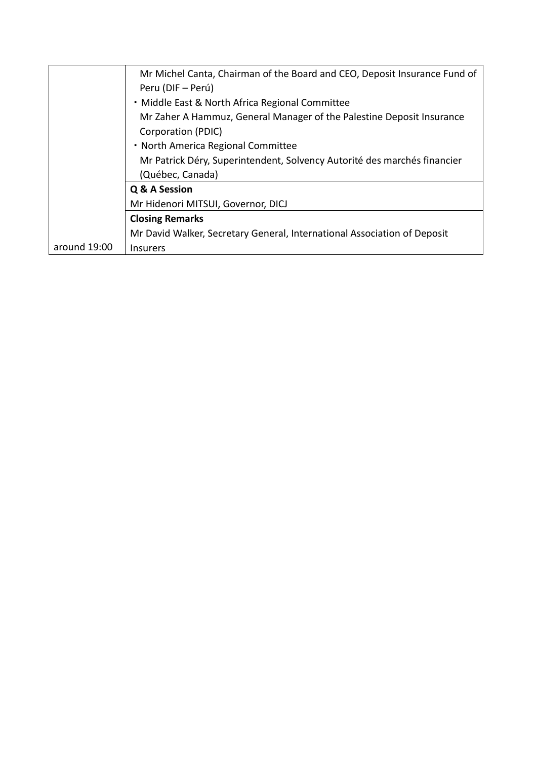| | |
|---|---|
| | Mr Michel Canta, Chairman of the Board and CEO, Deposit Insurance Fund of Peru (DIF – Perú)<br>・Middle East & North Africa Regional Committee<br>Mr Zaher A Hammuz, General Manager of the Palestine Deposit Insurance Corporation (PDIC)<br>・North America Regional Committee<br>Mr Patrick Déry, Superintendent, Solvency Autorité des marchés financier (Québec, Canada) |
| | **Q & A Session**<br>Mr Hidenori MITSUI, Governor, DICJ |
| around 19:00 | **Closing Remarks**<br>Mr David Walker, Secretary General, International Association of Deposit Insurers |